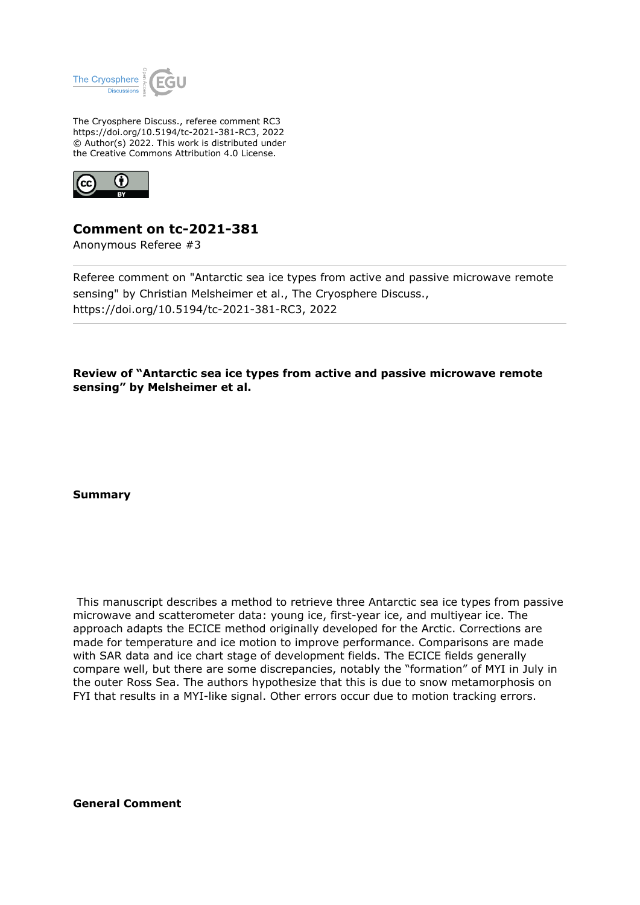The Cryosphere Discuss., referee comment RC3
https://doi.org/10.5194/tc-2021-381-RC3, 2022
© Author(s) 2022. This work is distributed under
the Creative Commons Attribution 4.0 License.

# Comment on tc-2021-381

Anonymous Referee #3

Referee comment on "Antarctic sea ice types from active and passive microwave remote sensing" by Christian Melsheimer et al., The Cryosphere Discuss., https://doi.org/10.5194/tc-2021-381-RC3, 2022

**Review of "Antarctic sea ice types from active and passive microwave remote sensing" by Melsheimer et al.**

**Summary**

This manuscript describes a method to retrieve three Antarctic sea ice types from passive microwave and scatterometer data: young ice, first-year ice, and multiyear ice. The approach adapts the ECICE method originally developed for the Arctic. Corrections are made for temperature and ice motion to improve performance. Comparisons are made with SAR data and ice chart stage of development fields. The ECICE fields generally compare well, but there are some discrepancies, notably the "formation" of MYI in July in the outer Ross Sea. The authors hypothesize that this is due to snow metamorphosis on FYI that results in a MYI-like signal. Other errors occur due to motion tracking errors.

**General Comment**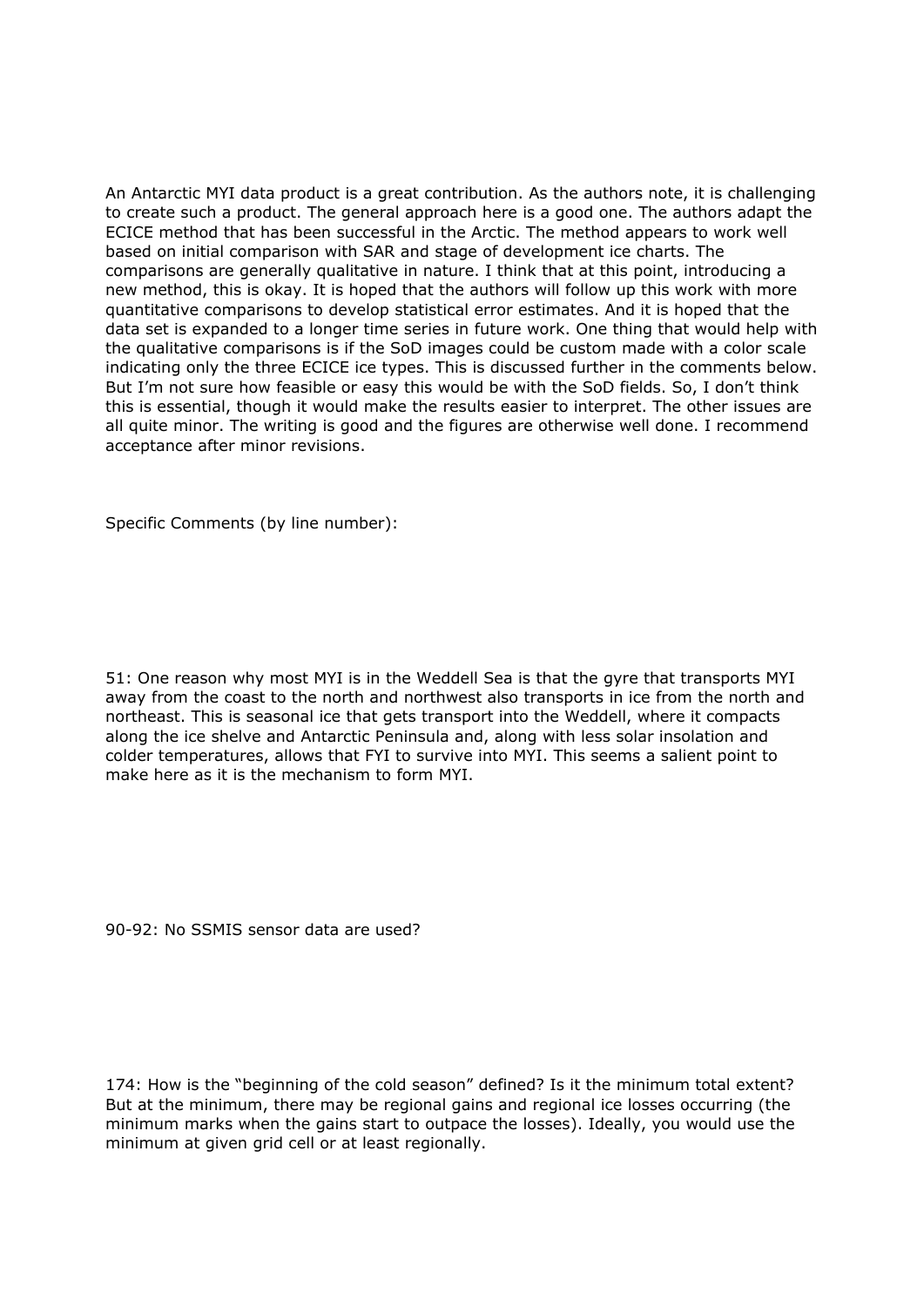An Antarctic MYI data product is a great contribution. As the authors note, it is challenging to create such a product. The general approach here is a good one. The authors adapt the ECICE method that has been successful in the Arctic. The method appears to work well based on initial comparison with SAR and stage of development ice charts. The comparisons are generally qualitative in nature. I think that at this point, introducing a new method, this is okay. It is hoped that the authors will follow up this work with more quantitative comparisons to develop statistical error estimates. And it is hoped that the data set is expanded to a longer time series in future work. One thing that would help with the qualitative comparisons is if the SoD images could be custom made with a color scale indicating only the three ECICE ice types. This is discussed further in the comments below. But I'm not sure how feasible or easy this would be with the SoD fields. So, I don't think this is essential, though it would make the results easier to interpret. The other issues are all quite minor. The writing is good and the figures are otherwise well done. I recommend acceptance after minor revisions.

Specific Comments (by line number):

51: One reason why most MYI is in the Weddell Sea is that the gyre that transports MYI away from the coast to the north and northwest also transports in ice from the north and northeast. This is seasonal ice that gets transport into the Weddell, where it compacts along the ice shelve and Antarctic Peninsula and, along with less solar insolation and colder temperatures, allows that FYI to survive into MYI. This seems a salient point to make here as it is the mechanism to form MYI.

90-92: No SSMIS sensor data are used?

174: How is the "beginning of the cold season" defined? Is it the minimum total extent? But at the minimum, there may be regional gains and regional ice losses occurring (the minimum marks when the gains start to outpace the losses). Ideally, you would use the minimum at given grid cell or at least regionally.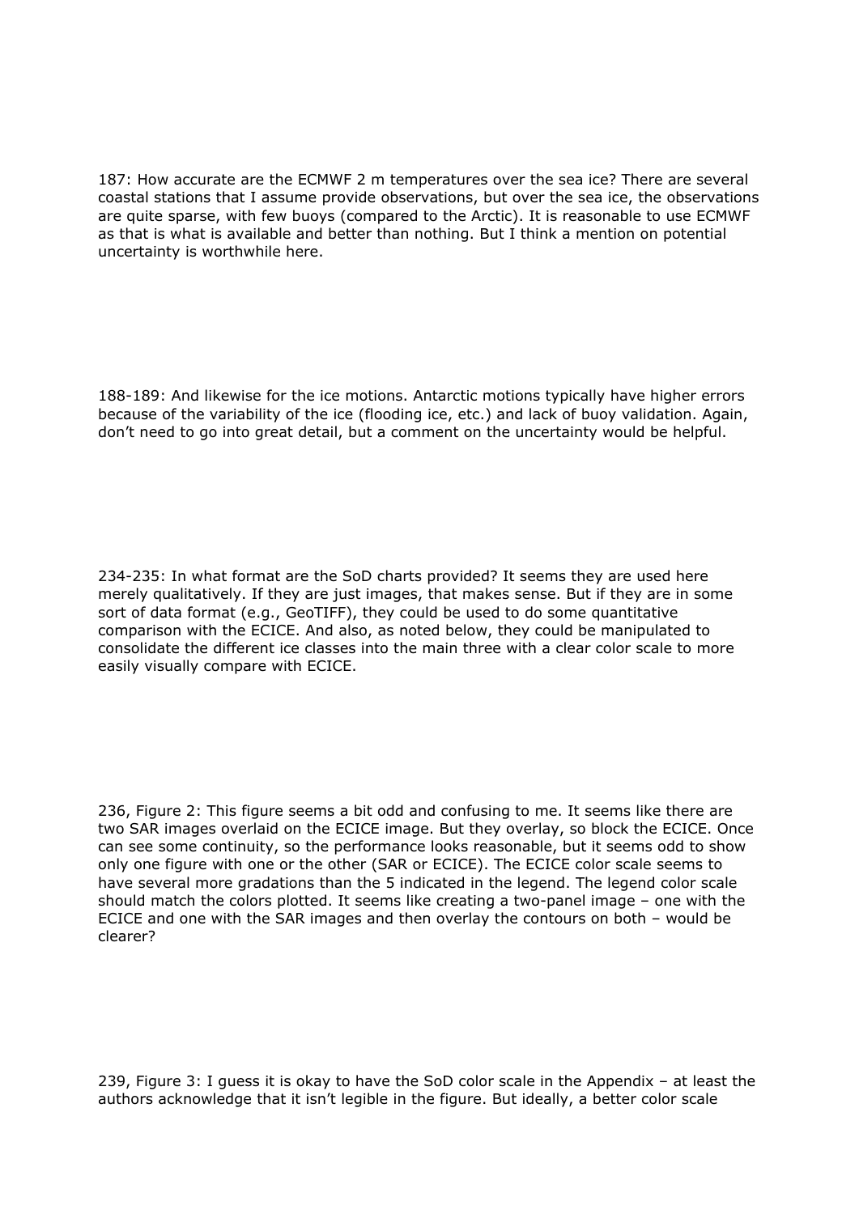187: How accurate are the ECMWF 2 m temperatures over the sea ice? There are several coastal stations that I assume provide observations, but over the sea ice, the observations are quite sparse, with few buoys (compared to the Arctic). It is reasonable to use ECMWF as that is what is available and better than nothing. But I think a mention on potential uncertainty is worthwhile here.

188-189: And likewise for the ice motions. Antarctic motions typically have higher errors because of the variability of the ice (flooding ice, etc.) and lack of buoy validation. Again, don't need to go into great detail, but a comment on the uncertainty would be helpful.

234-235: In what format are the SoD charts provided? It seems they are used here merely qualitatively. If they are just images, that makes sense. But if they are in some sort of data format (e.g., GeoTIFF), they could be used to do some quantitative comparison with the ECICE. And also, as noted below, they could be manipulated to consolidate the different ice classes into the main three with a clear color scale to more easily visually compare with ECICE.

236, Figure 2: This figure seems a bit odd and confusing to me. It seems like there are two SAR images overlaid on the ECICE image. But they overlay, so block the ECICE. Once can see some continuity, so the performance looks reasonable, but it seems odd to show only one figure with one or the other (SAR or ECICE). The ECICE color scale seems to have several more gradations than the 5 indicated in the legend. The legend color scale should match the colors plotted. It seems like creating a two-panel image – one with the ECICE and one with the SAR images and then overlay the contours on both – would be clearer?

239, Figure 3: I guess it is okay to have the SoD color scale in the Appendix – at least the authors acknowledge that it isn't legible in the figure. But ideally, a better color scale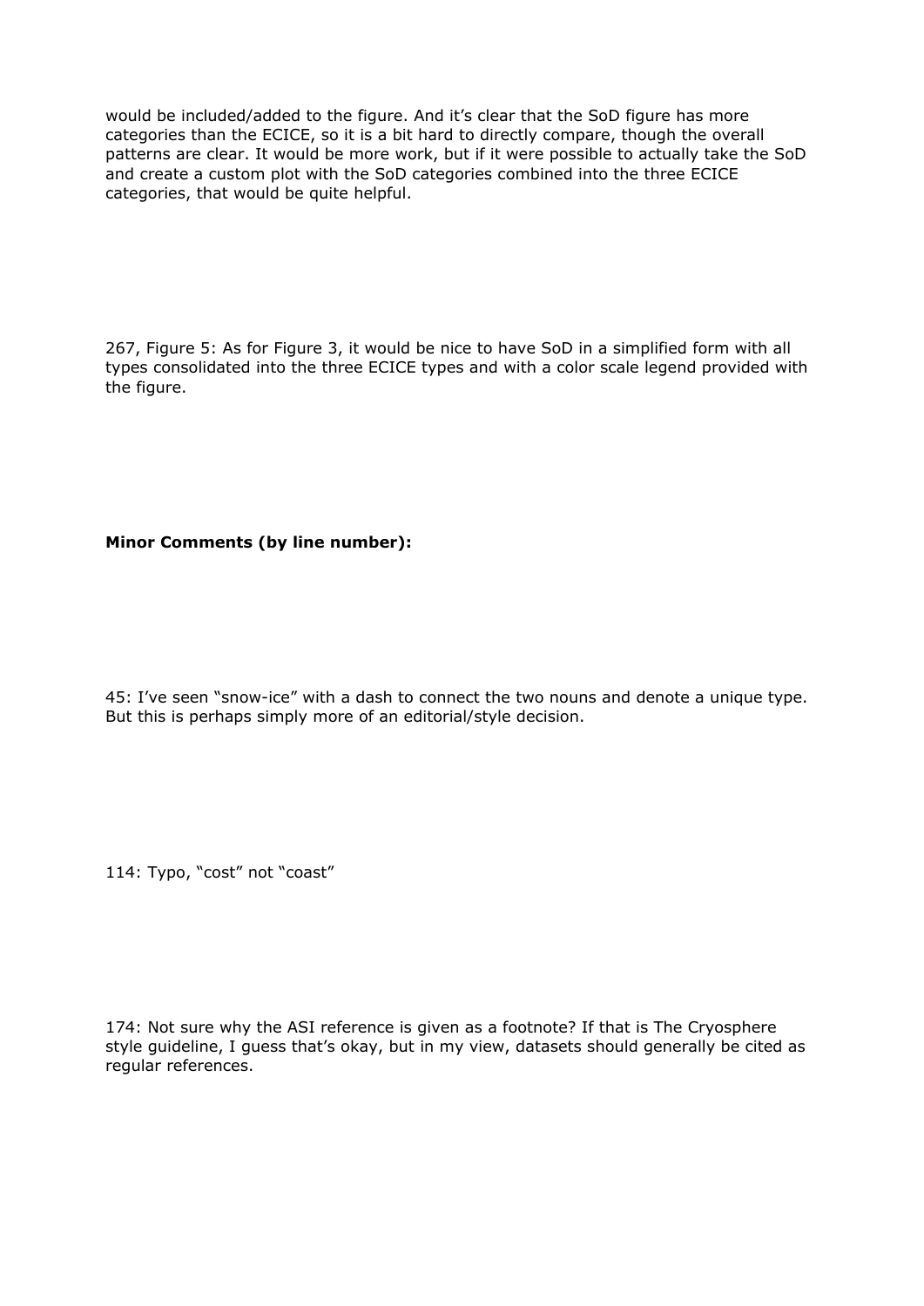would be included/added to the figure. And it's clear that the SoD figure has more categories than the ECICE, so it is a bit hard to directly compare, though the overall patterns are clear. It would be more work, but if it were possible to actually take the SoD and create a custom plot with the SoD categories combined into the three ECICE categories, that would be quite helpful.

267, Figure 5: As for Figure 3, it would be nice to have SoD in a simplified form with all types consolidated into the three ECICE types and with a color scale legend provided with the figure.

**Minor Comments (by line number):**

45: I've seen "snow-ice" with a dash to connect the two nouns and denote a unique type. But this is perhaps simply more of an editorial/style decision.

114: Typo, "cost" not "coast"

174: Not sure why the ASI reference is given as a footnote? If that is The Cryosphere style guideline, I guess that's okay, but in my view, datasets should generally be cited as regular references.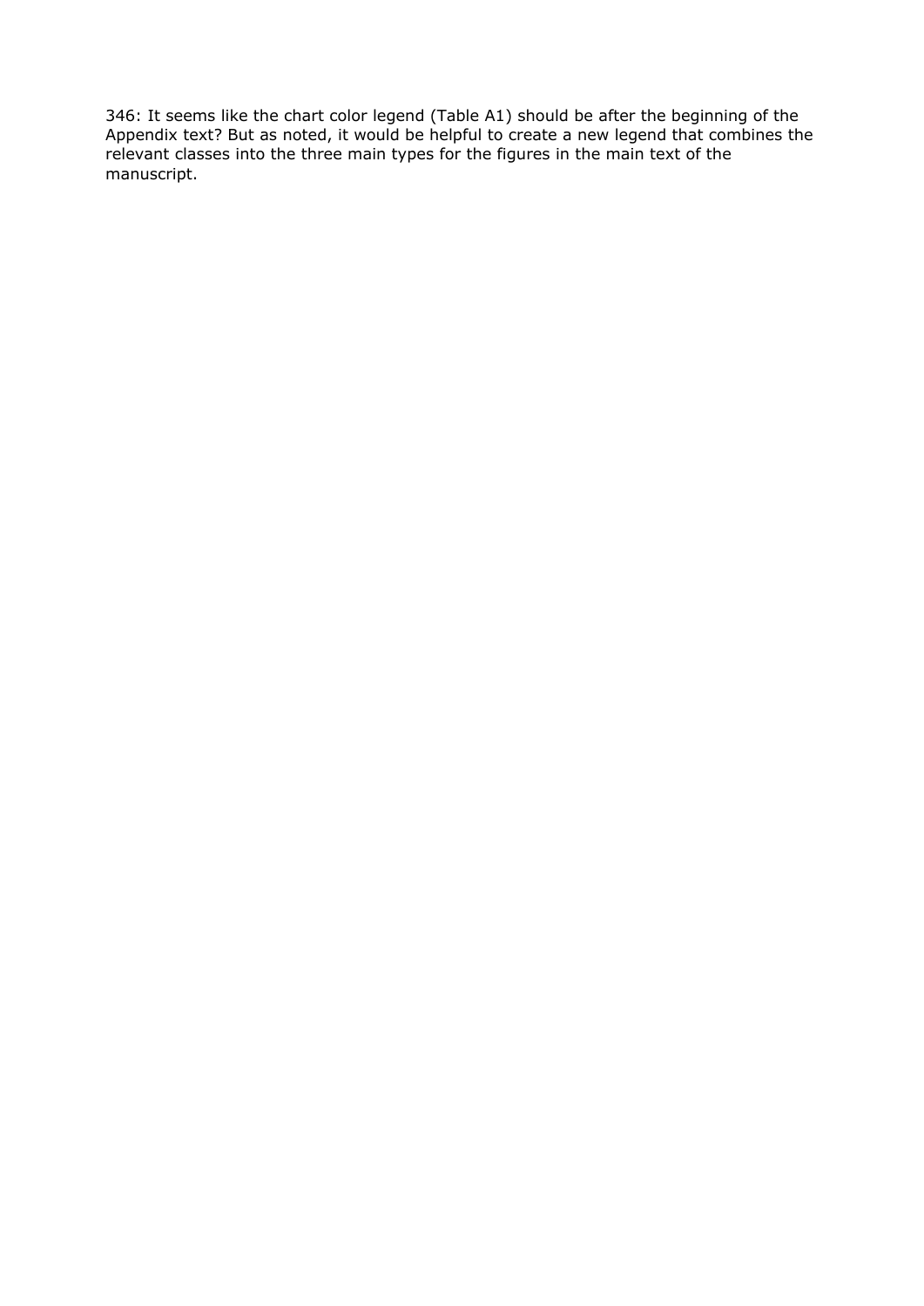346: It seems like the chart color legend (Table A1) should be after the beginning of the Appendix text? But as noted, it would be helpful to create a new legend that combines the relevant classes into the three main types for the figures in the main text of the manuscript.